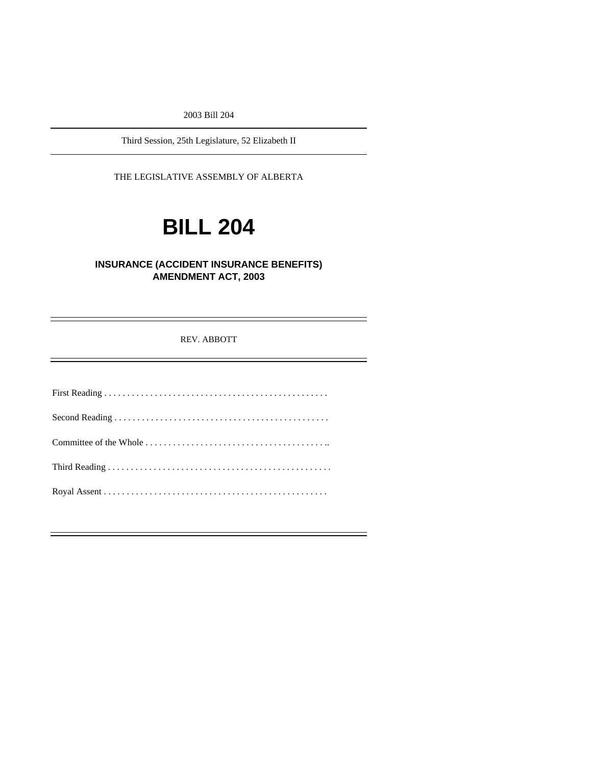2003 Bill 204

Third Session, 25th Legislature, 52 Elizabeth II

THE LEGISLATIVE ASSEMBLY OF ALBERTA

# BILL 204

## INSURANCE (ACCIDENT INSURANCE BENEFITS) AMENDMENT ACT, 2003

REV. ABBOTT

First Reading . . . . . . . . . . . . . . . . . . . . . . . . . . . . . . . . . . . . . . . . . . . . . . . .

Second Reading . . . . . . . . . . . . . . . . . . . . . . . . . . . . . . . . . . . . . . . . . . . . . .

Committee of the Whole . . . . . . . . . . . . . . . . . . . . . . . . . . . . . . . . . . . . . . . ..

Third Reading . . . . . . . . . . . . . . . . . . . . . . . . . . . . . . . . . . . . . . . . . . . . . . . . .

Royal Assent . . . . . . . . . . . . . . . . . . . . . . . . . . . . . . . . . . . . . . . . . . . . . . . .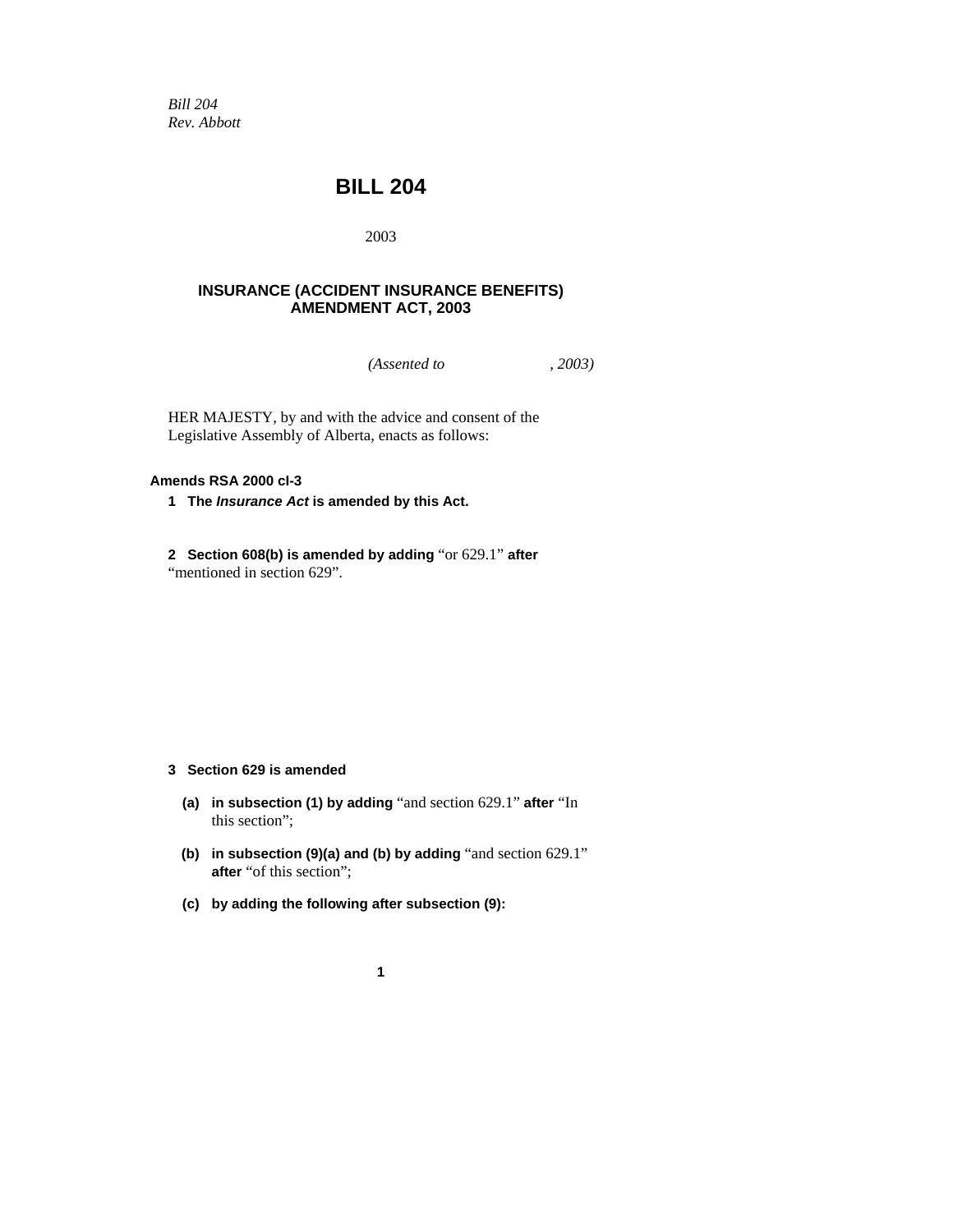*Bill 204*
*Rev. Abbott*

# BILL 204

2003

## INSURANCE (ACCIDENT INSURANCE BENEFITS) AMENDMENT ACT, 2003

*(Assented to , 2003)*

HER MAJESTY, by and with the advice and consent of the Legislative Assembly of Alberta, enacts as follows:

**Amends RSA 2000 cI-3**

**1 The *Insurance Act* is amended by this Act.**

**2 Section 608(b) is amended by adding** "or 629.1" **after** "mentioned in section 629".

**3 Section 629 is amended**

**(a) in subsection (1) by adding** "and section 629.1" **after** "In this section";

**(b) in subsection (9)(a) and (b) by adding** "and section 629.1" **after** "of this section";

**(c) by adding the following after subsection (9):**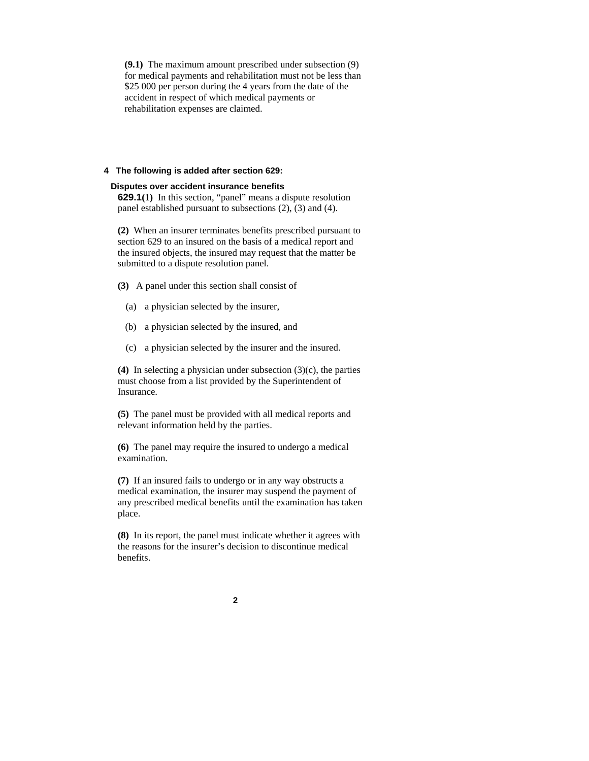**(9.1)** The maximum amount prescribed under subsection (9) for medical payments and rehabilitation must not be less than $25 000 per person during the 4 years from the date of the accident in respect of which medical payments or rehabilitation expenses are claimed.

**4 The following is added after section 629:**

**Disputes over accident insurance benefits**

**629.1(1)** In this section, "panel" means a dispute resolution panel established pursuant to subsections (2), (3) and (4).

**(2)** When an insurer terminates benefits prescribed pursuant to section 629 to an insured on the basis of a medical report and the insured objects, the insured may request that the matter be submitted to a dispute resolution panel.

**(3)** A panel under this section shall consist of

(a) a physician selected by the insurer,

(b) a physician selected by the insured, and

(c) a physician selected by the insurer and the insured.

**(4)** In selecting a physician under subsection (3)(c), the parties must choose from a list provided by the Superintendent of Insurance.

**(5)** The panel must be provided with all medical reports and relevant information held by the parties.

**(6)** The panel may require the insured to undergo a medical examination.

**(7)** If an insured fails to undergo or in any way obstructs a medical examination, the insurer may suspend the payment of any prescribed medical benefits until the examination has taken place.

**(8)** In its report, the panel must indicate whether it agrees with the reasons for the insurer's decision to discontinue medical benefits.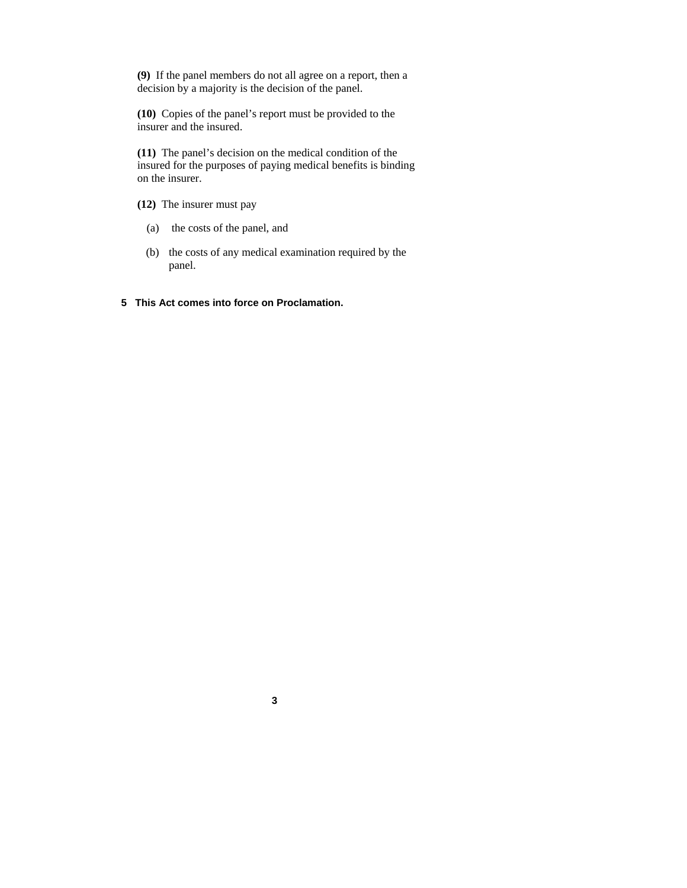**(9)** If the panel members do not all agree on a report, then a decision by a majority is the decision of the panel.

**(10)** Copies of the panel's report must be provided to the insurer and the insured.

**(11)** The panel's decision on the medical condition of the insured for the purposes of paying medical benefits is binding on the insurer.

**(12)** The insurer must pay

(a) the costs of the panel, and

(b) the costs of any medical examination required by the panel.

**5 This Act comes into force on Proclamation.**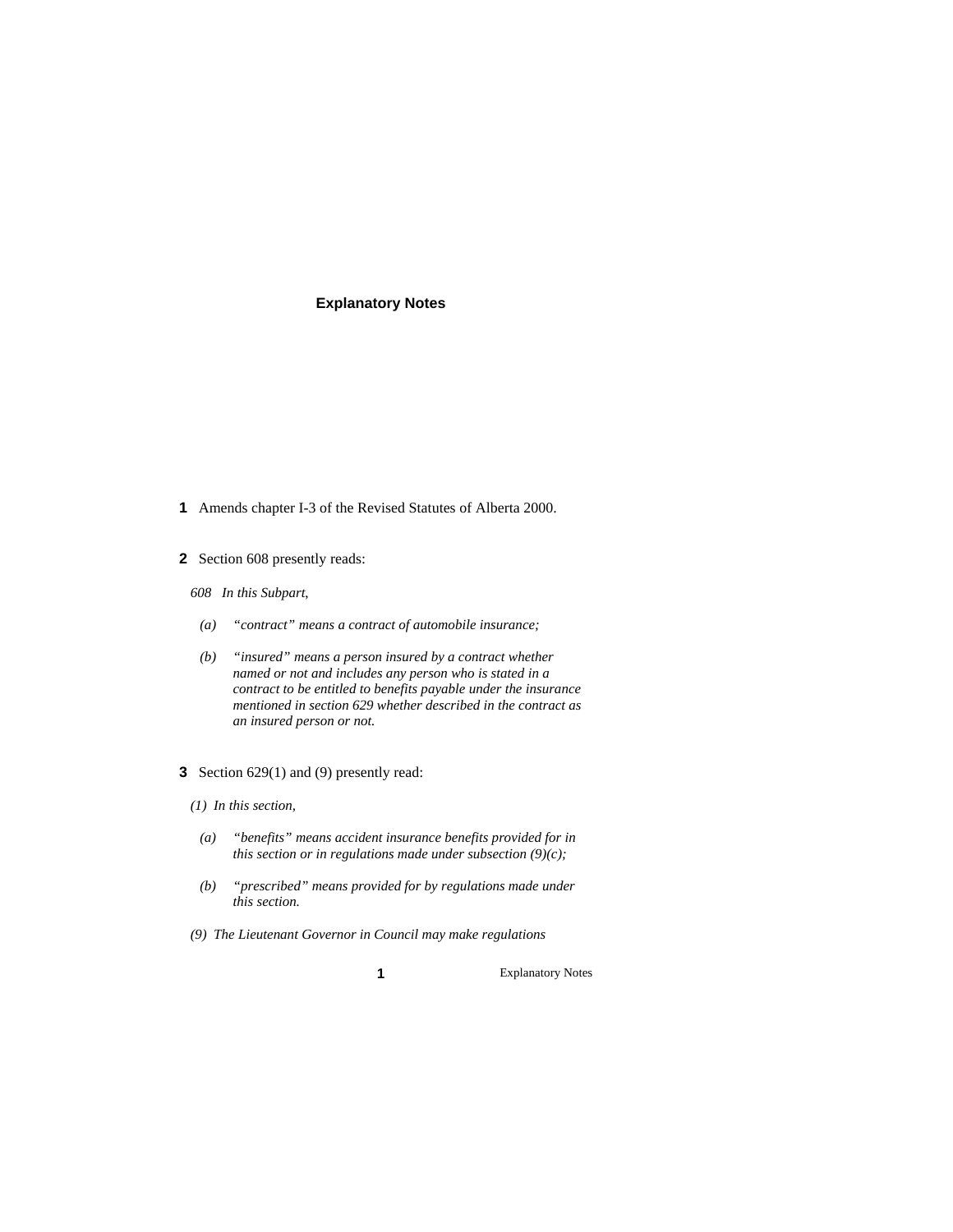## Explanatory Notes

**1** Amends chapter I-3 of the Revised Statutes of Alberta 2000.

**2** Section 608 presently reads:

*608 In this Subpart,*

*(a) "contract" means a contract of automobile insurance;*

*(b) "insured" means a person insured by a contract whether named or not and includes any person who is stated in a contract to be entitled to benefits payable under the insurance mentioned in section 629 whether described in the contract as an insured person or not.*

**3** Section 629(1) and (9) presently read:

*(1) In this section,*

*(a) "benefits" means accident insurance benefits provided for in this section or in regulations made under subsection (9)(c);*

*(b) "prescribed" means provided for by regulations made under this section.*

*(9) The Lieutenant Governor in Council may make regulations*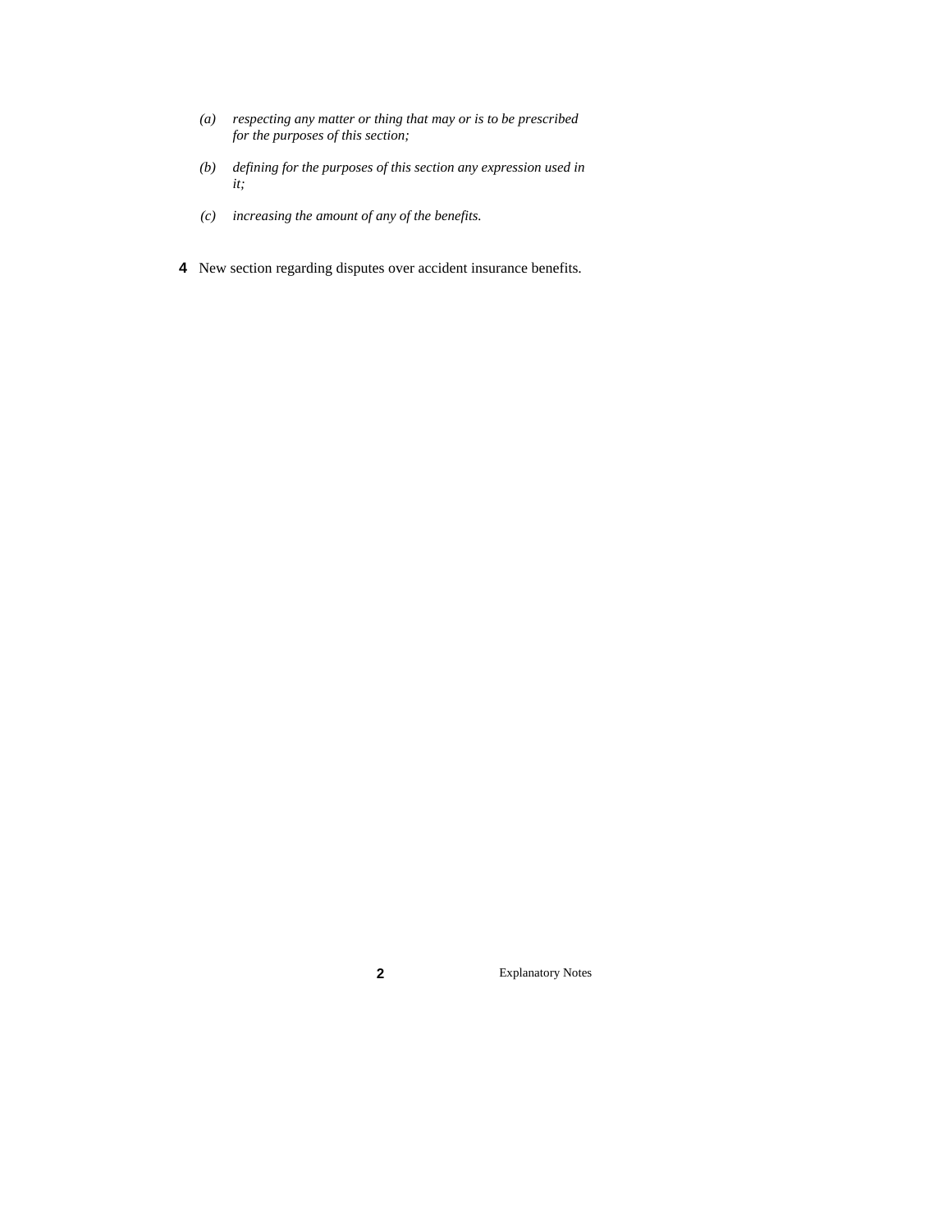*(a) respecting any matter or thing that may or is to be prescribed for the purposes of this section;*

*(b) defining for the purposes of this section any expression used in it;*

*(c) increasing the amount of any of the benefits.*

**4** New section regarding disputes over accident insurance benefits.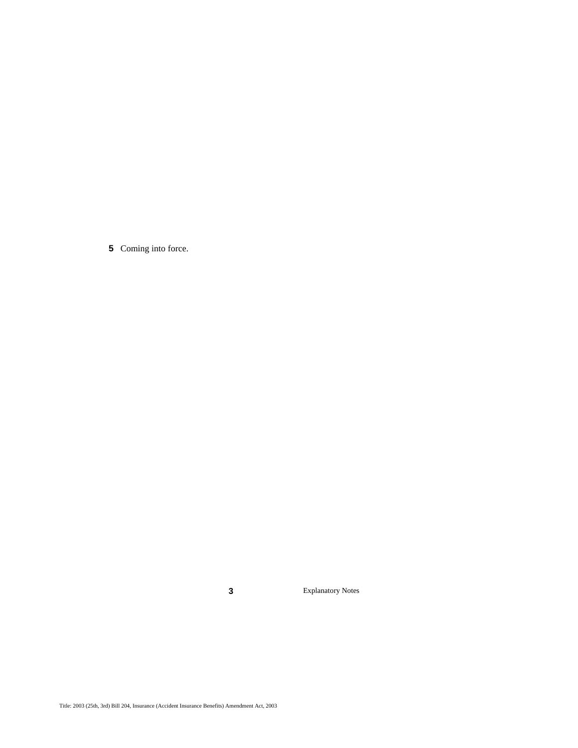**5** Coming into force.